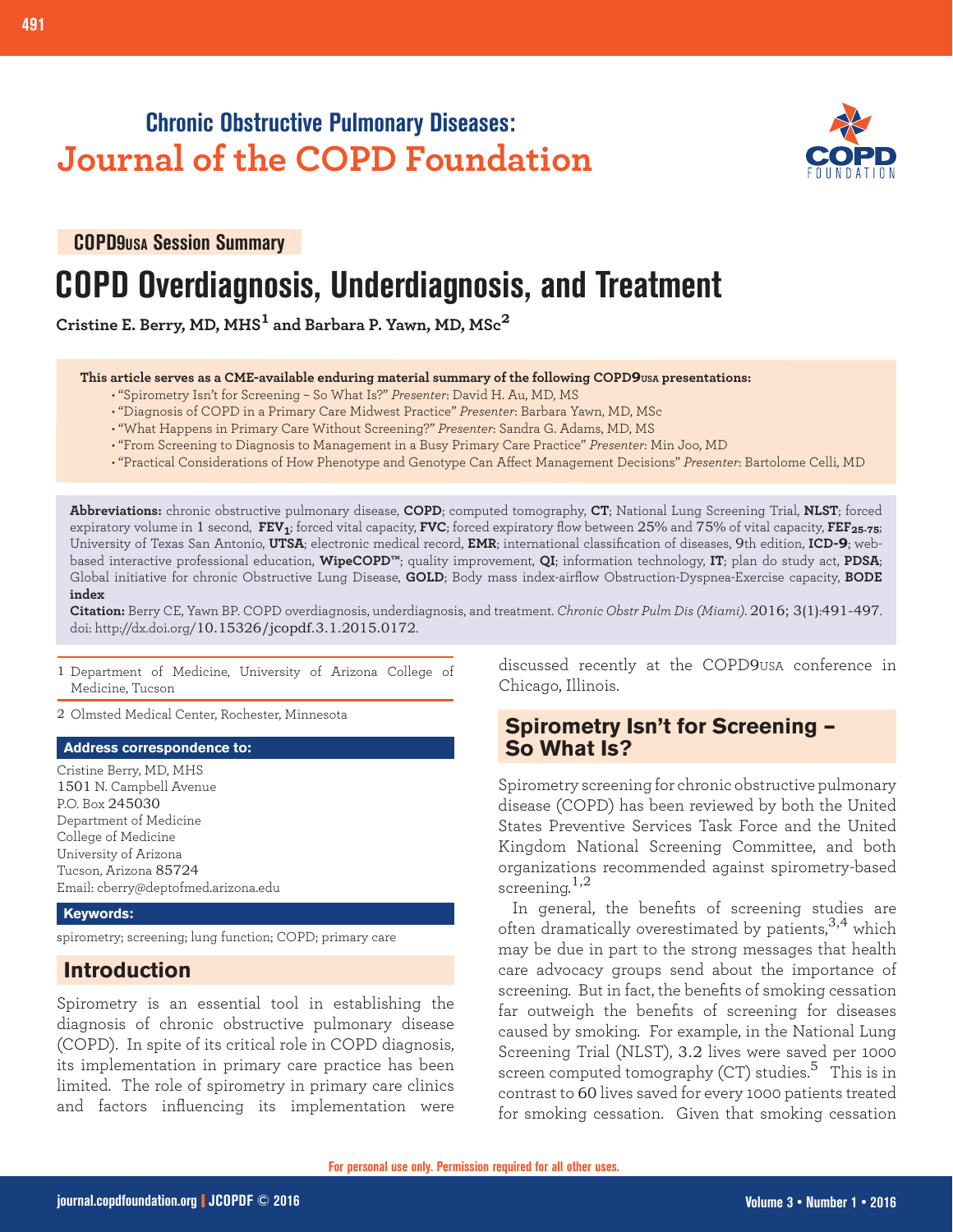Chronic Obstructive Pulmonary Diseases:
**Journal of the COPD Foundation**

**COPD9USA Session Summary**

# COPD Overdiagnosis, Underdiagnosis, and Treatment

**Cristine E. Berry, MD, MHS[1] and Barbara P. Yawn, MD, MSc[2]**

**This article serves as a CME-available enduring material summary of the following COPD9USA presentations:**

- "Spirometry Isn't for Screening – So What Is?" *Presenter*: David H. Au, MD, MS
- "Diagnosis of COPD in a Primary Care Midwest Practice" *Presenter*: Barbara Yawn, MD, MSc
- "What Happens in Primary Care Without Screening?" *Presenter*: Sandra G. Adams, MD, MS
- "From Screening to Diagnosis to Management in a Busy Primary Care Practice" *Presenter*: Min Joo, MD
- "Practical Considerations of How Phenotype and Genotype Can Affect Management Decisions" *Presenter*: Bartolome Celli, MD

**Abbreviations:** chronic obstructive pulmonary disease, **COPD**; computed tomography, **CT**; National Lung Screening Trial, **NLST**; forced expiratory volume in 1 second, **$FEV_1$**; forced vital capacity, **FVC**; forced expiratory flow between 25% and 75% of vital capacity, **$FEF_{25-75}$**; University of Texas San Antonio, **UTSA**; electronic medical record, **EMR**; international classification of diseases, 9th edition, **ICD-9**; web-based interactive professional education, **WipeCOPD™**; quality improvement, **QI**; information technology, **IT**; plan do study act, **PDSA**; Global initiative for chronic Obstructive Lung Disease, **GOLD**; Body mass index-airflow Obstruction-Dyspnea-Exercise capacity, **BODE index**

**Citation:** Berry CE, Yawn BP. COPD overdiagnosis, underdiagnosis, and treatment. *Chronic Obstr Pulm Dis (Miami)*. 2016; 3(1):491-497. doi: http://dx.doi.org/10.15326/jcopdf.3.1.2015.0172.

1 Department of Medicine, University of Arizona College of Medicine, Tucson

2 Olmsted Medical Center, Rochester, Minnesota

**Address correspondence to:**

Cristine Berry, MD, MHS
1501 N. Campbell Avenue
P.O. Box 245030
Department of Medicine
College of Medicine
University of Arizona
Tucson, Arizona 85724
Email: cberry@deptofmed.arizona.edu

**Keywords:**

spirometry; screening; lung function; COPD; primary care

## Introduction

Spirometry is an essential tool in establishing the diagnosis of chronic obstructive pulmonary disease (COPD). In spite of its critical role in COPD diagnosis, its implementation in primary care practice has been limited. The role of spirometry in primary care clinics and factors influencing its implementation were discussed recently at the COPD9USA conference in Chicago, Illinois.

## Spirometry Isn't for Screening – So What Is?

Spirometry screening for chronic obstructive pulmonary disease (COPD) has been reviewed by both the United States Preventive Services Task Force and the United Kingdom National Screening Committee, and both organizations recommended against spirometry-based screening.[1,2]

In general, the benefits of screening studies are often dramatically overestimated by patients,[3,4] which may be due in part to the strong messages that health care advocacy groups send about the importance of screening. But in fact, the benefits of smoking cessation far outweigh the benefits of screening for diseases caused by smoking. For example, in the National Lung Screening Trial (NLST), 3.2 lives were saved per 1000 screen computed tomography (CT) studies.[5] This is in contrast to 60 lives saved for every 1000 patients treated for smoking cessation. Given that smoking cessation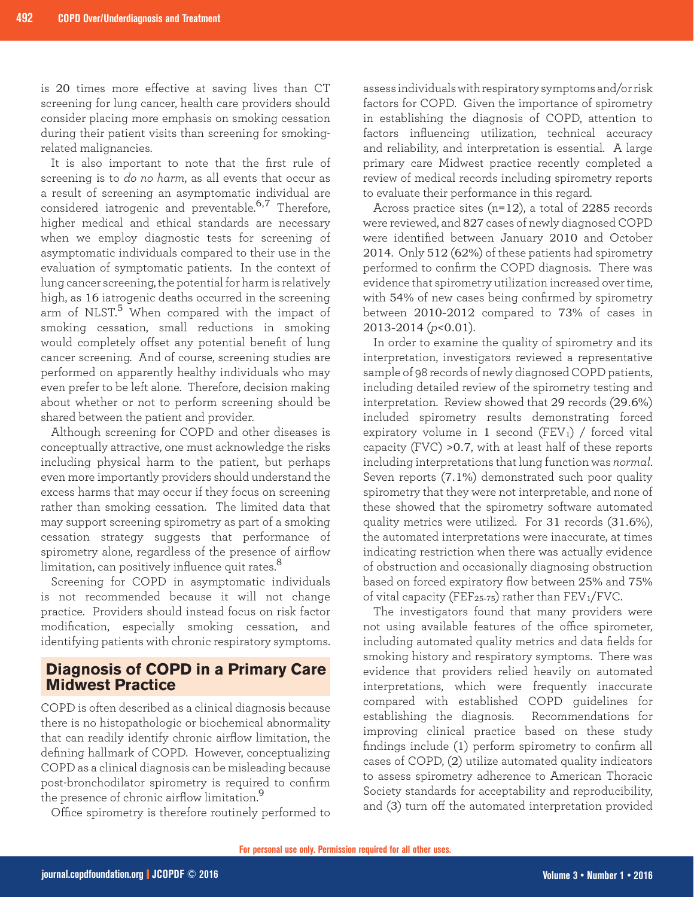is 20 times more effective at saving lives than CT screening for lung cancer, health care providers should consider placing more emphasis on smoking cessation during their patient visits than screening for smoking-related malignancies.

It is also important to note that the first rule of screening is to *do no harm*, as all events that occur as a result of screening an asymptomatic individual are considered iatrogenic and preventable.[6,7] Therefore, higher medical and ethical standards are necessary when we employ diagnostic tests for screening of asymptomatic individuals compared to their use in the evaluation of symptomatic patients. In the context of lung cancer screening, the potential for harm is relatively high, as 16 iatrogenic deaths occurred in the screening arm of NLST.[5] When compared with the impact of smoking cessation, small reductions in smoking would completely offset any potential benefit of lung cancer screening. And of course, screening studies are performed on apparently healthy individuals who may even prefer to be left alone. Therefore, decision making about whether or not to perform screening should be shared between the patient and provider.

Although screening for COPD and other diseases is conceptually attractive, one must acknowledge the risks including physical harm to the patient, but perhaps even more importantly providers should understand the excess harms that may occur if they focus on screening rather than smoking cessation. The limited data that may support screening spirometry as part of a smoking cessation strategy suggests that performance of spirometry alone, regardless of the presence of airflow limitation, can positively influence quit rates.[8]

Screening for COPD in asymptomatic individuals is not recommended because it will not change practice. Providers should instead focus on risk factor modification, especially smoking cessation, and identifying patients with chronic respiratory symptoms.

## Diagnosis of COPD in a Primary Care Midwest Practice

COPD is often described as a clinical diagnosis because there is no histopathologic or biochemical abnormality that can readily identify chronic airflow limitation, the defining hallmark of COPD. However, conceptualizing COPD as a clinical diagnosis can be misleading because post-bronchodilator spirometry is required to confirm the presence of chronic airflow limitation.[9]

Office spirometry is therefore routinely performed to assess individuals with respiratory symptoms and/or risk factors for COPD. Given the importance of spirometry in establishing the diagnosis of COPD, attention to factors influencing utilization, technical accuracy and reliability, and interpretation is essential. A large primary care Midwest practice recently completed a review of medical records including spirometry reports to evaluate their performance in this regard.

Across practice sites (n=12), a total of 2285 records were reviewed, and 827 cases of newly diagnosed COPD were identified between January 2010 and October 2014. Only 512 (62%) of these patients had spirometry performed to confirm the COPD diagnosis. There was evidence that spirometry utilization increased over time, with 54% of new cases being confirmed by spirometry between 2010-2012 compared to 73% of cases in 2013-2014 ($p<0.01$).

In order to examine the quality of spirometry and its interpretation, investigators reviewed a representative sample of 98 records of newly diagnosed COPD patients, including detailed review of the spirometry testing and interpretation. Review showed that 29 records (29.6%) included spirometry results demonstrating forced expiratory volume in 1 second ($FEV_1$) / forced vital capacity (FVC) >0.7, with at least half of these reports including interpretations that lung function was *normal*. Seven reports (7.1%) demonstrated such poor quality spirometry that they were not interpretable, and none of these showed that the spirometry software automated quality metrics were utilized. For 31 records (31.6%), the automated interpretations were inaccurate, at times indicating restriction when there was actually evidence of obstruction and occasionally diagnosing obstruction based on forced expiratory flow between 25% and 75% of vital capacity ($FEF_{25-75}$) rather than $FEV_1$/FVC.

The investigators found that many providers were not using available features of the office spirometer, including automated quality metrics and data fields for smoking history and respiratory symptoms. There was evidence that providers relied heavily on automated interpretations, which were frequently inaccurate compared with established COPD guidelines for establishing the diagnosis. Recommendations for improving clinical practice based on these study findings include (1) perform spirometry to confirm all cases of COPD, (2) utilize automated quality indicators to assess spirometry adherence to American Thoracic Society standards for acceptability and reproducibility, and (3) turn off the automated interpretation provided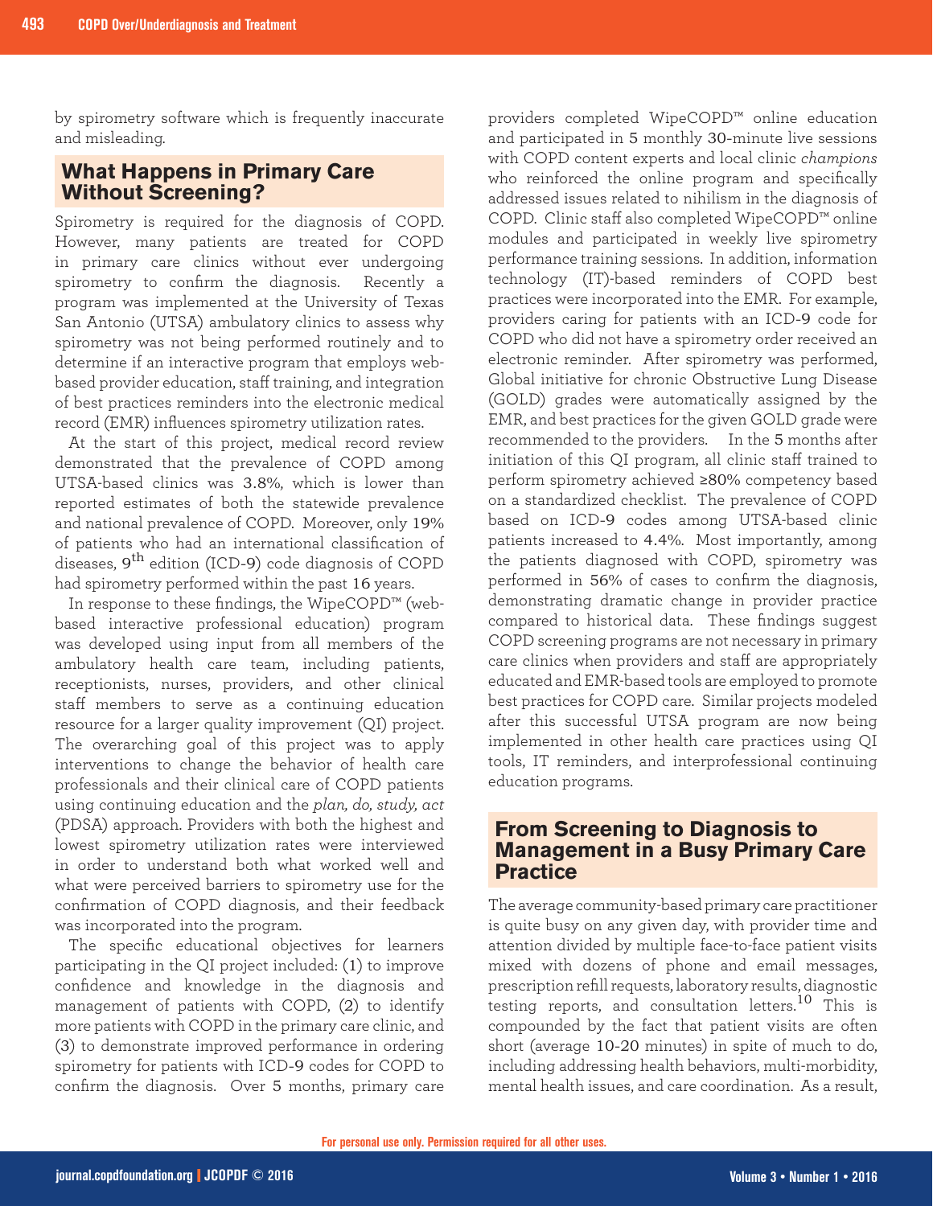by spirometry software which is frequently inaccurate and misleading.

## What Happens in Primary Care Without Screening?

Spirometry is required for the diagnosis of COPD. However, many patients are treated for COPD in primary care clinics without ever undergoing spirometry to confirm the diagnosis. Recently a program was implemented at the University of Texas San Antonio (UTSA) ambulatory clinics to assess why spirometry was not being performed routinely and to determine if an interactive program that employs web-based provider education, staff training, and integration of best practices reminders into the electronic medical record (EMR) influences spirometry utilization rates.

At the start of this project, medical record review demonstrated that the prevalence of COPD among UTSA-based clinics was 3.8%, which is lower than reported estimates of both the statewide prevalence and national prevalence of COPD. Moreover, only 19% of patients who had an international classification of diseases, 9th edition (ICD-9) code diagnosis of COPD had spirometry performed within the past 16 years.

In response to these findings, the WipeCOPD™ (web-based interactive professional education) program was developed using input from all members of the ambulatory health care team, including patients, receptionists, nurses, providers, and other clinical staff members to serve as a continuing education resource for a larger quality improvement (QI) project. The overarching goal of this project was to apply interventions to change the behavior of health care professionals and their clinical care of COPD patients using continuing education and the *plan, do, study, act* (PDSA) approach. Providers with both the highest and lowest spirometry utilization rates were interviewed in order to understand both what worked well and what were perceived barriers to spirometry use for the confirmation of COPD diagnosis, and their feedback was incorporated into the program.

The specific educational objectives for learners participating in the QI project included: (1) to improve confidence and knowledge in the diagnosis and management of patients with COPD, (2) to identify more patients with COPD in the primary care clinic, and (3) to demonstrate improved performance in ordering spirometry for patients with ICD-9 codes for COPD to confirm the diagnosis. Over 5 months, primary care providers completed WipeCOPD™ online education and participated in 5 monthly 30-minute live sessions with COPD content experts and local clinic *champions* who reinforced the online program and specifically addressed issues related to nihilism in the diagnosis of COPD. Clinic staff also completed WipeCOPD™ online modules and participated in weekly live spirometry performance training sessions. In addition, information technology (IT)-based reminders of COPD best practices were incorporated into the EMR. For example, providers caring for patients with an ICD-9 code for COPD who did not have a spirometry order received an electronic reminder. After spirometry was performed, Global initiative for chronic Obstructive Lung Disease (GOLD) grades were automatically assigned by the EMR, and best practices for the given GOLD grade were recommended to the providers. In the 5 months after initiation of this QI program, all clinic staff trained to perform spirometry achieved ≥80% competency based on a standardized checklist. The prevalence of COPD based on ICD-9 codes among UTSA-based clinic patients increased to 4.4%. Most importantly, among the patients diagnosed with COPD, spirometry was performed in 56% of cases to confirm the diagnosis, demonstrating dramatic change in provider practice compared to historical data. These findings suggest COPD screening programs are not necessary in primary care clinics when providers and staff are appropriately educated and EMR-based tools are employed to promote best practices for COPD care. Similar projects modeled after this successful UTSA program are now being implemented in other health care practices using QI tools, IT reminders, and interprofessional continuing education programs.

## From Screening to Diagnosis to Management in a Busy Primary Care Practice

The average community-based primary care practitioner is quite busy on any given day, with provider time and attention divided by multiple face-to-face patient visits mixed with dozens of phone and email messages, prescription refill requests, laboratory results, diagnostic testing reports, and consultation letters.[10] This is compounded by the fact that patient visits are often short (average 10-20 minutes) in spite of much to do, including addressing health behaviors, multi-morbidity, mental health issues, and care coordination. As a result,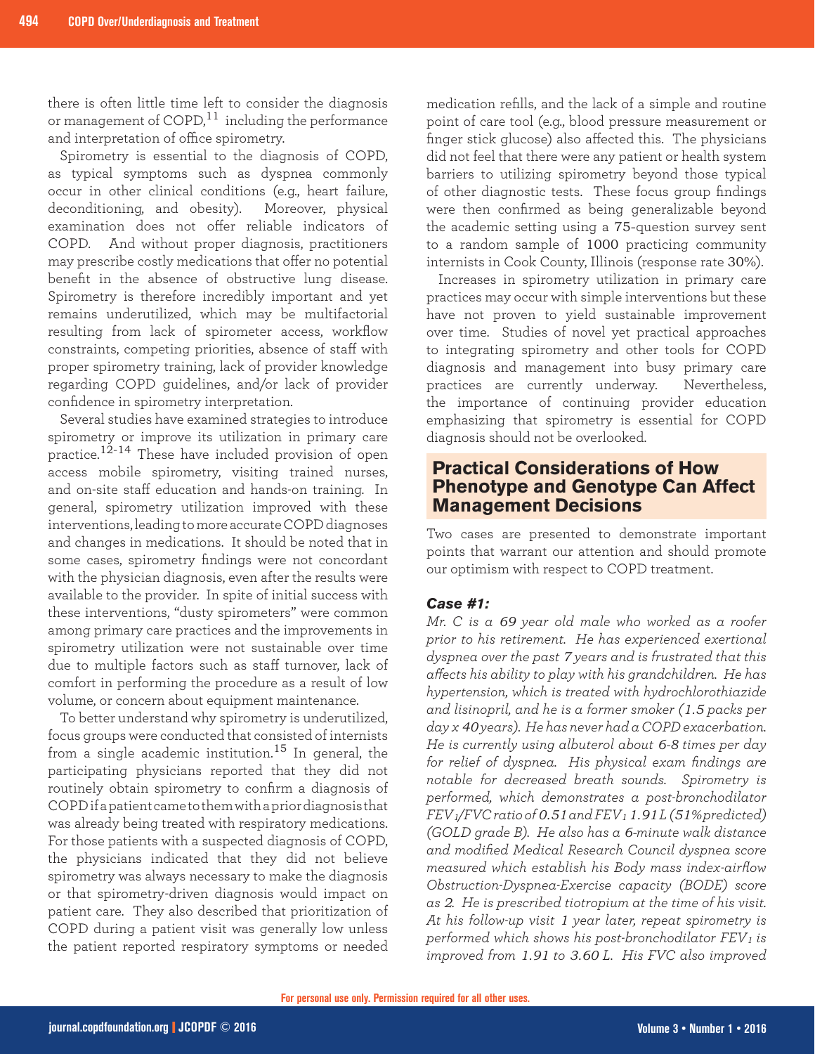there is often little time left to consider the diagnosis or management of COPD,[11] including the performance and interpretation of office spirometry.

Spirometry is essential to the diagnosis of COPD, as typical symptoms such as dyspnea commonly occur in other clinical conditions (e.g., heart failure, deconditioning, and obesity). Moreover, physical examination does not offer reliable indicators of COPD. And without proper diagnosis, practitioners may prescribe costly medications that offer no potential benefit in the absence of obstructive lung disease. Spirometry is therefore incredibly important and yet remains underutilized, which may be multifactorial resulting from lack of spirometer access, workflow constraints, competing priorities, absence of staff with proper spirometry training, lack of provider knowledge regarding COPD guidelines, and/or lack of provider confidence in spirometry interpretation.

Several studies have examined strategies to introduce spirometry or improve its utilization in primary care practice.[12-14] These have included provision of open access mobile spirometry, visiting trained nurses, and on-site staff education and hands-on training. In general, spirometry utilization improved with these interventions, leading to more accurate COPD diagnoses and changes in medications. It should be noted that in some cases, spirometry findings were not concordant with the physician diagnosis, even after the results were available to the provider. In spite of initial success with these interventions, "dusty spirometers" were common among primary care practices and the improvements in spirometry utilization were not sustainable over time due to multiple factors such as staff turnover, lack of comfort in performing the procedure as a result of low volume, or concern about equipment maintenance.

To better understand why spirometry is underutilized, focus groups were conducted that consisted of internists from a single academic institution.[15] In general, the participating physicians reported that they did not routinely obtain spirometry to confirm a diagnosis of COPD if a patient came to them with a prior diagnosis that was already being treated with respiratory medications. For those patients with a suspected diagnosis of COPD, the physicians indicated that they did not believe spirometry was always necessary to make the diagnosis or that spirometry-driven diagnosis would impact on patient care. They also described that prioritization of COPD during a patient visit was generally low unless the patient reported respiratory symptoms or needed medication refills, and the lack of a simple and routine point of care tool (e.g., blood pressure measurement or finger stick glucose) also affected this. The physicians did not feel that there were any patient or health system barriers to utilizing spirometry beyond those typical of other diagnostic tests. These focus group findings were then confirmed as being generalizable beyond the academic setting using a 75-question survey sent to a random sample of 1000 practicing community internists in Cook County, Illinois (response rate 30%).

Increases in spirometry utilization in primary care practices may occur with simple interventions but these have not proven to yield sustainable improvement over time. Studies of novel yet practical approaches to integrating spirometry and other tools for COPD diagnosis and management into busy primary care practices are currently underway. Nevertheless, the importance of continuing provider education emphasizing that spirometry is essential for COPD diagnosis should not be overlooked.

## Practical Considerations of How Phenotype and Genotype Can Affect Management Decisions

Two cases are presented to demonstrate important points that warrant our attention and should promote our optimism with respect to COPD treatment.

### *Case #1:*

*Mr. C is a 69 year old male who worked as a roofer prior to his retirement. He has experienced exertional dyspnea over the past 7 years and is frustrated that this affects his ability to play with his grandchildren. He has hypertension, which is treated with hydrochlorothiazide and lisinopril, and he is a former smoker (1.5 packs per day x 40 years). He has never had a COPD exacerbation. He is currently using albuterol about 6-8 times per day for relief of dyspnea. His physical exam findings are notable for decreased breath sounds. Spirometry is performed, which demonstrates a post-bronchodilator $FEV_1$/FVC ratio of 0.51 and $FEV_1$ 1.91 L (51% predicted) (GOLD grade B). He also has a 6-minute walk distance and modified Medical Research Council dyspnea score measured which establish his Body mass index-airflow Obstruction-Dyspnea-Exercise capacity (BODE) score as 2. He is prescribed tiotropium at the time of his visit. At his follow-up visit 1 year later, repeat spirometry is performed which shows his post-bronchodilator $FEV_1$ is improved from 1.91 to 3.60 L. His FVC also improved*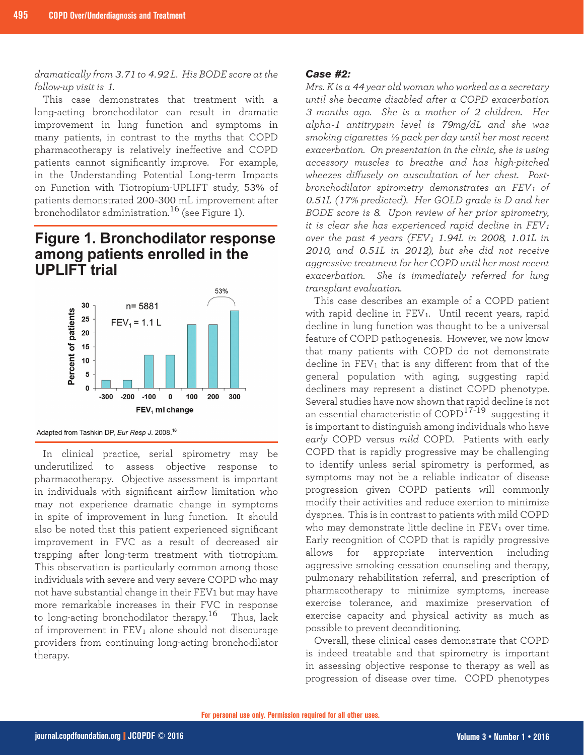*dramatically from 3.71 to 4.92 L. His BODE score at the follow-up visit is 1.*

This case demonstrates that treatment with a long-acting bronchodilator can result in dramatic improvement in lung function and symptoms in many patients, in contrast to the myths that COPD pharmacotherapy is relatively ineffective and COPD patients cannot significantly improve. For example, in the Understanding Potential Long-term Impacts on Function with Tiotropium-UPLIFT study, 53% of patients demonstrated 200-300 mL improvement after bronchodilator administration.[16] (see Figure 1).

## Figure 1. Bronchodilator response among patients enrolled in the UPLIFT trial

Adapted from Tashkin DP, *Eur Resp J.* 2008.[16]

In clinical practice, serial spirometry may be underutilized to assess objective response to pharmacotherapy. Objective assessment is important in individuals with significant airflow limitation who may not experience dramatic change in symptoms in spite of improvement in lung function. It should also be noted that this patient experienced significant improvement in FVC as a result of decreased air trapping after long-term treatment with tiotropium. This observation is particularly common among those individuals with severe and very severe COPD who may not have substantial change in their FEV1 but may have more remarkable increases in their FVC in response to long-acting bronchodilator therapy.[16] Thus, lack of improvement in $FEV_1$ alone should not discourage providers from continuing long-acting bronchodilator therapy.

### Case #2:

*Mrs. K is a 44 year old woman who worked as a secretary until she became disabled after a COPD exacerbation 3 months ago. She is a mother of 2 children. Her alpha-1 antitrypsin level is 79mg/dL and she was smoking cigarettes ½ pack per day until her most recent exacerbation. On presentation in the clinic, she is using accessory muscles to breathe and has high-pitched wheezes diffusely on auscultation of her chest. Post-bronchodilator spirometry demonstrates an $FEV_1$ of 0.51L (17% predicted). Her GOLD grade is D and her BODE score is 8. Upon review of her prior spirometry, it is clear she has experienced rapid decline in $FEV_1$ over the past 4 years ($FEV_1$ 1.94L in 2008, 1.01L in 2010, and 0.51L in 2012), but she did not receive aggressive treatment for her COPD until her most recent exacerbation. She is immediately referred for lung transplant evaluation.*

This case describes an example of a COPD patient with rapid decline in $FEV_1$. Until recent years, rapid decline in lung function was thought to be a universal feature of COPD pathogenesis. However, we now know that many patients with COPD do not demonstrate decline in $FEV_1$ that is any different from that of the general population with aging, suggesting rapid decliners may represent a distinct COPD phenotype. Several studies have now shown that rapid decline is not an essential characteristic of COPD[17-19] suggesting it is important to distinguish among individuals who have *early* COPD versus *mild* COPD. Patients with early COPD that is rapidly progressive may be challenging to identify unless serial spirometry is performed, as symptoms may not be a reliable indicator of disease progression given COPD patients will commonly modify their activities and reduce exertion to minimize dyspnea. This is in contrast to patients with mild COPD who may demonstrate little decline in $FEV_1$ over time. Early recognition of COPD that is rapidly progressive allows for appropriate intervention including aggressive smoking cessation counseling and therapy, pulmonary rehabilitation referral, and prescription of pharmacotherapy to minimize symptoms, increase exercise tolerance, and maximize preservation of exercise capacity and physical activity as much as possible to prevent deconditioning.

Overall, these clinical cases demonstrate that COPD is indeed treatable and that spirometry is important in assessing objective response to therapy as well as progression of disease over time. COPD phenotypes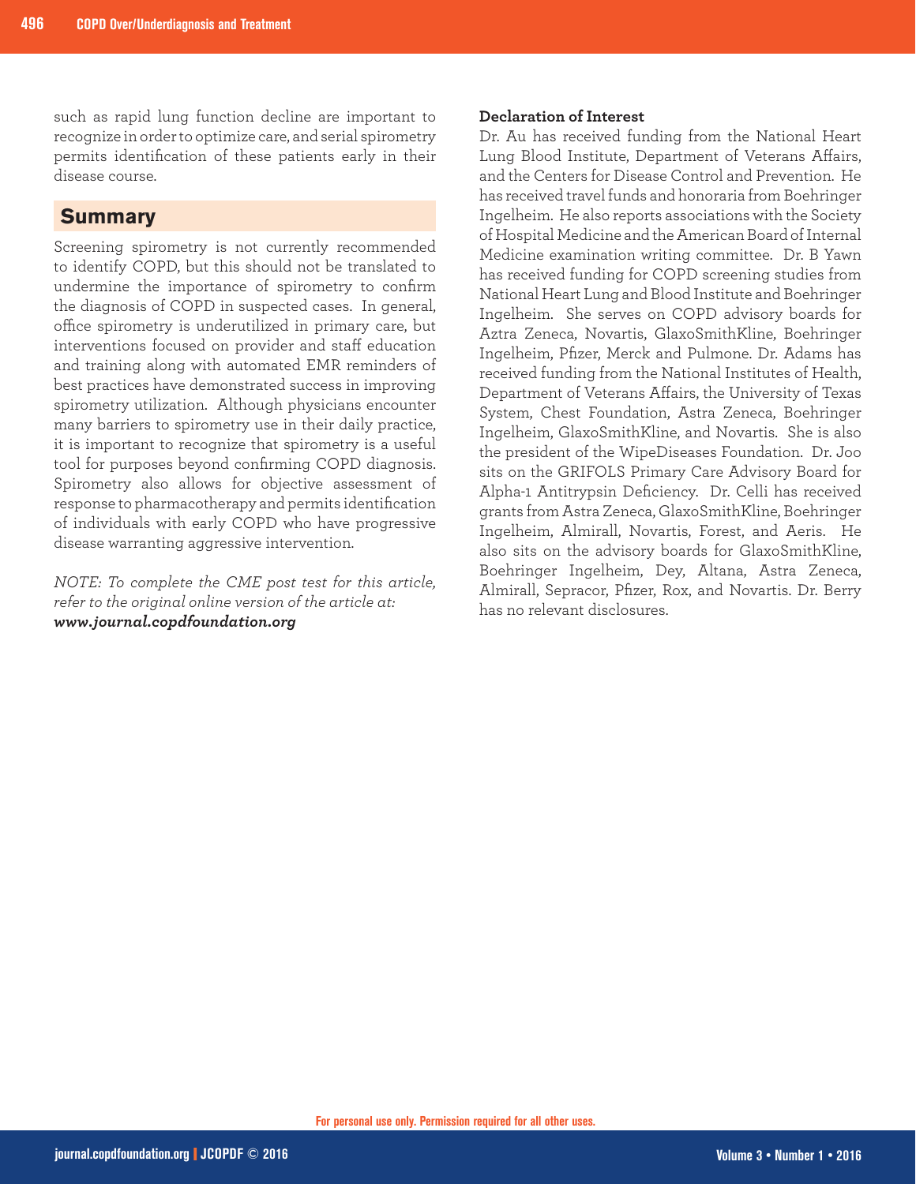such as rapid lung function decline are important to recognize in order to optimize care, and serial spirometry permits identification of these patients early in their disease course.

## Summary

Screening spirometry is not currently recommended to identify COPD, but this should not be translated to undermine the importance of spirometry to confirm the diagnosis of COPD in suspected cases. In general, office spirometry is underutilized in primary care, but interventions focused on provider and staff education and training along with automated EMR reminders of best practices have demonstrated success in improving spirometry utilization. Although physicians encounter many barriers to spirometry use in their daily practice, it is important to recognize that spirometry is a useful tool for purposes beyond confirming COPD diagnosis. Spirometry also allows for objective assessment of response to pharmacotherapy and permits identification of individuals with early COPD who have progressive disease warranting aggressive intervention.

*NOTE: To complete the CME post test for this article, refer to the original online version of the article at:* ***www.journal.copdfoundation.org***

**Declaration of Interest**

Dr. Au has received funding from the National Heart Lung Blood Institute, Department of Veterans Affairs, and the Centers for Disease Control and Prevention. He has received travel funds and honoraria from Boehringer Ingelheim. He also reports associations with the Society of Hospital Medicine and the American Board of Internal Medicine examination writing committee. Dr. B Yawn has received funding for COPD screening studies from National Heart Lung and Blood Institute and Boehringer Ingelheim. She serves on COPD advisory boards for Aztra Zeneca, Novartis, GlaxoSmithKline, Boehringer Ingelheim, Pfizer, Merck and Pulmone. Dr. Adams has received funding from the National Institutes of Health, Department of Veterans Affairs, the University of Texas System, Chest Foundation, Astra Zeneca, Boehringer Ingelheim, GlaxoSmithKline, and Novartis. She is also the president of the WipeDiseases Foundation. Dr. Joo sits on the GRIFOLS Primary Care Advisory Board for Alpha-1 Antitrypsin Deficiency. Dr. Celli has received grants from Astra Zeneca, GlaxoSmithKline, Boehringer Ingelheim, Almirall, Novartis, Forest, and Aeris. He also sits on the advisory boards for GlaxoSmithKline, Boehringer Ingelheim, Dey, Altana, Astra Zeneca, Almirall, Sepracor, Pfizer, Rox, and Novartis. Dr. Berry has no relevant disclosures.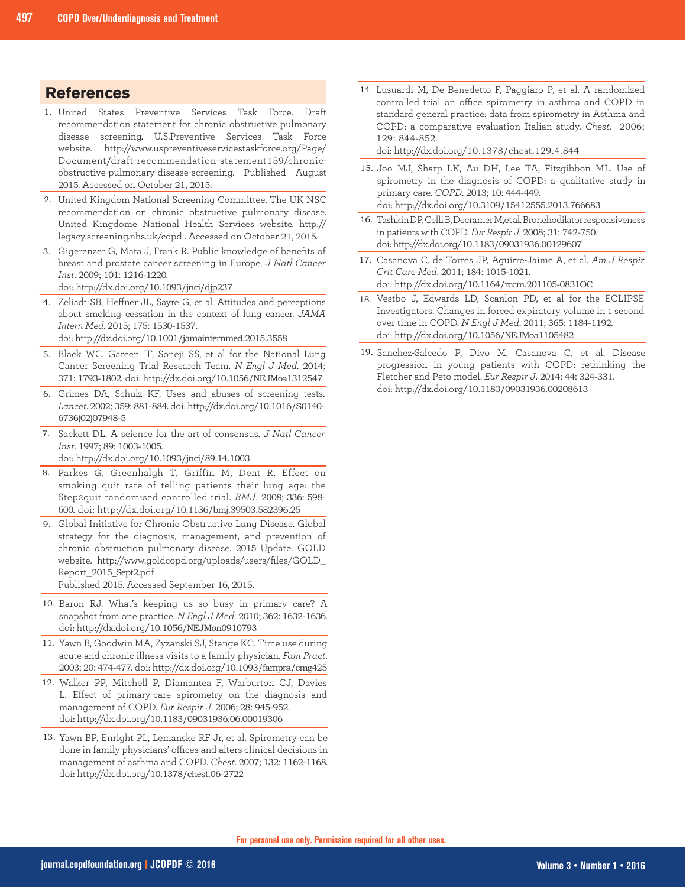## References

1. United States Preventive Services Task Force. Draft recommendation statement for chronic obstructive pulmonary disease screening. U.S.Preventive Services Task Force website. http://www.uspreventiveservicestaskforce.org/Page/Document/draft-recommendation-statement159/chronic-obstructive-pulmonary-disease-screening. Published August 2015. Accessed on October 21, 2015.
2. United Kingdom National Screening Committee. The UK NSC recommendation on chronic obstructive pulmonary disease. United Kingdome National Health Services website. http://legacy.screening.nhs.uk/copd . Accessed on October 21, 2015.
3. Gigerenzer G, Mata J, Frank R. Public knowledge of benefits of breast and prostate cancer screening in Europe. *J Natl Cancer Inst*. 2009; 101: 1216-1220. doi: http://dx.doi.org/10.1093/jnci/djp237
4. Zeliadt SB, Heffner JL, Sayre G, et al. Attitudes and perceptions about smoking cessation in the context of lung cancer. *JAMA Intern Med*. 2015; 175: 1530-1537. doi: http://dx.doi.org/10.1001/jamainternmed.2015.3558
5. Black WC, Gareen IF, Soneji SS, et al for the National Lung Cancer Screening Trial Research Team. *N Engl J Med*. 2014; 371: 1793-1802. doi: http://dx.doi.org/10.1056/NEJMoa1312547
6. Grimes DA, Schulz KF. Uses and abuses of screening tests. *Lancet*. 2002; 359: 881-884. doi: http://dx.doi.org/10.1016/S0140-6736(02)07948-5
7. Sackett DL. A science for the art of consensus. *J Natl Cancer Inst*. 1997; 89: 1003-1005. doi: http://dx.doi.org/10.1093/jnci/89.14.1003
8. Parkes G, Greenhalgh T, Griffin M, Dent R. Effect on smoking quit rate of telling patients their lung age: the Step2quit randomised controlled trial. *BMJ*. 2008; 336: 598-600. doi: http://dx.doi.org/10.1136/bmj.39503.582396.25
9. Global Initiative for Chronic Obstructive Lung Disease. Global strategy for the diagnosis, management, and prevention of chronic obstruction pulmonary disease. 2015 Update. GOLD website. http://www.goldcopd.org/uploads/users/files/GOLD_Report_2015_Sept2.pdf Published 2015. Accessed September 16, 2015.
10. Baron RJ. What's keeping us so busy in primary care? A snapshot from one practice. *N Engl J Med*. 2010; 362: 1632-1636. doi: http://dx.doi.org/10.1056/NEJMon0910793
11. Yawn B, Goodwin MA, Zyzanski SJ, Stange KC. Time use during acute and chronic illness visits to a family physician. *Fam Pract*. 2003; 20: 474-477. doi: http://dx.doi.org/10.1093/fampra/cmg425
12. Walker PP, Mitchell P, Diamantea F, Warburton CJ, Davies L. Effect of primary-care spirometry on the diagnosis and management of COPD. *Eur Respir J*. 2006; 28: 945-952. doi: http://dx.doi.org/10.1183/09031936.06.00019306
13. Yawn BP, Enright PL, Lemanske RF Jr, et al. Spirometry can be done in family physicians' offices and alters clinical decisions in management of asthma and COPD. *Chest*. 2007; 132: 1162-1168. doi: http://dx.doi.org/10.1378/chest.06-2722
14. Lusuardi M, De Benedetto F, Paggiaro P, et al. A randomized controlled trial on office spirometry in asthma and COPD in standard general practice: data from spirometry in Asthma and COPD: a comparative evaluation Italian study. *Chest*. 2006; 129: 844-852. doi: http://dx.doi.org/10.1378/chest.129.4.844
15. Joo MJ, Sharp LK, Au DH, Lee TA, Fitzgibbon ML. Use of spirometry in the diagnosis of COPD: a qualitative study in primary care. *COPD*. 2013; 10: 444-449. doi: http://dx.doi.org/10.3109/15412555.2013.766683
16. Tashkin DP, Celli B, Decramer M, et al. Bronchodilator responsiveness in patients with COPD. *Eur Respir J*. 2008; 31: 742-750. doi: http://dx.doi.org/10.1183/09031936.00129607
17. Casanova C, de Torres JP, Aguirre-Jaime A, et al. *Am J Respir Crit Care Med*. 2011; 184: 1015-1021. doi: http://dx.doi.org/10.1164/rccm.201105-0831OC
18. Vestbo J, Edwards LD, Scanlon PD, et al for the ECLIPSE Investigators. Changes in forced expiratory volume in 1 second over time in COPD. *N Engl J Med*. 2011; 365: 1184-1192. doi: http://dx.doi.org/10.1056/NEJMoa1105482
19. Sanchez-Salcedo P, Divo M, Casanova C, et al. Disease progression in young patients with COPD: rethinking the Fletcher and Peto model. *Eur Respir J*. 2014: 44: 324-331. doi: http://dx.doi.org/10.1183/09031936.00208613

For personal use only. Permission required for all other uses.